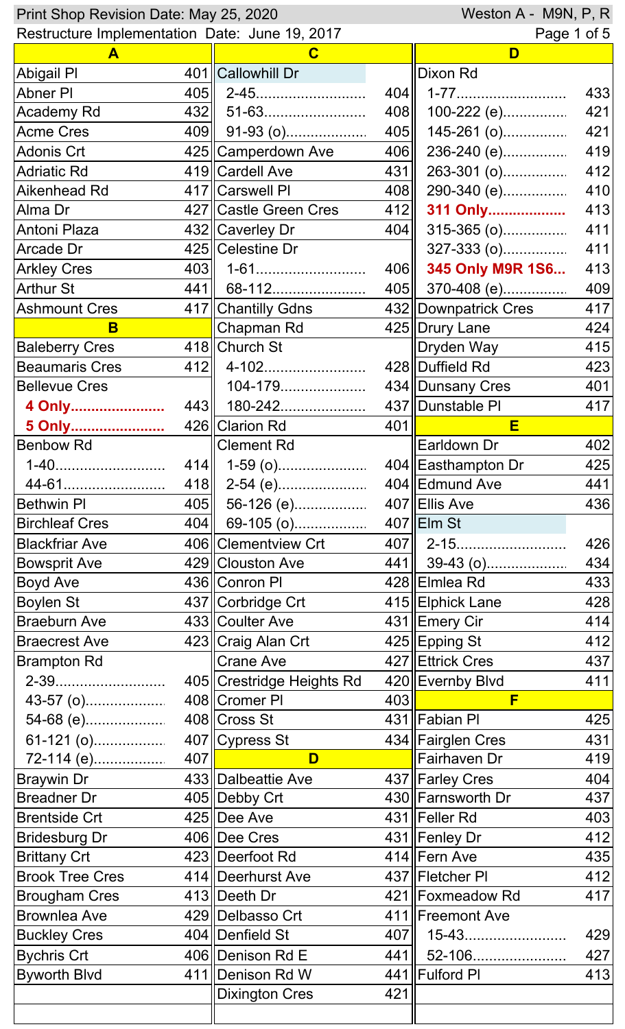Print Shop Revision Date: May 25, 2020 — Weston A - M9N, P, R

Restructure Implementation Date: June 19, 2017

## A

| Street | Route |
|---|---|
| Abigail Pl | 401 |
| Abner Pl | 405 |
| Academy Rd | 432 |
| Acme Cres | 409 |
| Adonis Crt | 425 |
| Adriatic Rd | 419 |
| Aikenhead Rd | 417 |
| Alma Dr | 427 |
| Antoni Plaza | 432 |
| Arcade Dr | 425 |
| Arkley Cres | 403 |
| Arthur St | 441 |
| Ashmount Cres | 417 |

## B

| Street | Route |
|---|---|
| Baleberry Cres | 418 |
| Beaumaris Cres | 412 |
| Bellevue Cres | |
| **4 Only** | 443 |
| **5 Only** | 426 |
| Benbow Rd | |
| 1-40 | 414 |
| 44-61 | 418 |
| Bethwin Pl | 405 |
| Birchleaf Cres | 404 |
| Blackfriar Ave | 406 |
| Bowsprit Ave | 429 |
| Boyd Ave | 436 |
| Boylen St | 437 |
| Braeburn Ave | 433 |
| Braecrest Ave | 423 |
| Brampton Rd | |
| 2-39 | 405 |
| 43-57 (o) | 408 |
| 54-68 (e) | 408 |
| 61-121 (o) | 407 |
| 72-114 (e) | 407 |
| Braywin Dr | 433 |
| Breadner Dr | 405 |
| Brentside Crt | 425 |
| Bridesburg Dr | 406 |
| Brittany Crt | 423 |
| Brook Tree Cres | 414 |
| Brougham Cres | 413 |
| Brownlea Ave | 429 |
| Buckley Cres | 404 |
| Bychris Crt | 406 |
| Byworth Blvd | 411 |

## C

| Street | Route |
|---|---|
| Callowhill Dr | |
| 2-45 | 404 |
| 51-63 | 408 |
| 91-93 (o) | 405 |
| Camperdown Ave | 406 |
| Cardell Ave | 431 |
| Carswell Pl | 408 |
| Castle Green Cres | 412 |
| Caverley Dr | 404 |
| Celestine Dr | |
| 1-61 | 406 |
| 68-112 | 405 |
| Chantilly Gdns | 432 |
| Chapman Rd | 425 |
| Church St | |
| 4-102 | 428 |
| 104-179 | 434 |
| 180-242 | 437 |
| Clarion Rd | 401 |
| Clement Rd | |
| 1-59 (o) | 404 |
| 2-54 (e) | 404 |
| 56-126 (e) | 407 |
| 69-105 (o) | 407 |
| Clementview Crt | 407 |
| Clouston Ave | 441 |
| Conron Pl | 428 |
| Corbridge Crt | 415 |
| Coulter Ave | 431 |
| Craig Alan Crt | 425 |
| Crane Ave | 427 |
| Crestridge Heights Rd | 420 |
| Cromer Pl | 403 |
| Cross St | 431 |
| Cypress St | 434 |

## D

| Street | Route |
|---|---|
| Dalbeattie Ave | 437 |
| Debby Crt | 430 |
| Dee Ave | 431 |
| Dee Cres | 431 |
| Deerfoot Rd | 414 |
| Deerhurst Ave | 437 |
| Deeth Dr | 421 |
| Delbasso Crt | 411 |
| Denfield St | 407 |
| Denison Rd E | 441 |
| Denison Rd W | 441 |
| Dixington Cres | 421 |
| Dixon Rd | |
| 1-77 | 433 |
| 100-222 (e) | 421 |
| 145-261 (o) | 421 |
| 236-240 (e) | 419 |
| 263-301 (o) | 412 |
| 290-340 (e) | 410 |
| **311 Only** | 413 |
| 315-365 (o) | 411 |
| 327-333 (o) | 411 |
| **345 Only M9R 1S6** | 413 |
| 370-408 (e) | 409 |
| Downpatrick Cres | 417 |
| Drury Lane | 424 |
| Dryden Way | 415 |
| Duffield Rd | 423 |
| Dunsany Cres | 401 |
| Dunstable Pl | 417 |

## E

| Street | Route |
|---|---|
| Earldown Dr | 402 |
| Easthampton Dr | 425 |
| Edmund Ave | 441 |
| Ellis Ave | 436 |
| Elm St | |
| 2-15 | 426 |
| 39-43 (o) | 434 |
| Elmlea Rd | 433 |
| Elphick Lane | 428 |
| Emery Cir | 414 |
| Epping St | 412 |
| Ettrick Cres | 437 |
| Evernby Blvd | 411 |

## F

| Street | Route |
|---|---|
| Fabian Pl | 425 |
| Fairglen Cres | 431 |
| Fairhaven Dr | 419 |
| Farley Cres | 404 |
| Farnsworth Dr | 437 |
| Feller Rd | 403 |
| Fenley Dr | 412 |
| Fern Ave | 435 |
| Fletcher Pl | 412 |
| Foxmeadow Rd | 417 |
| Freemont Ave | |
| 15-43 | 429 |
| 52-106 | 427 |
| Fulford Pl | 413 |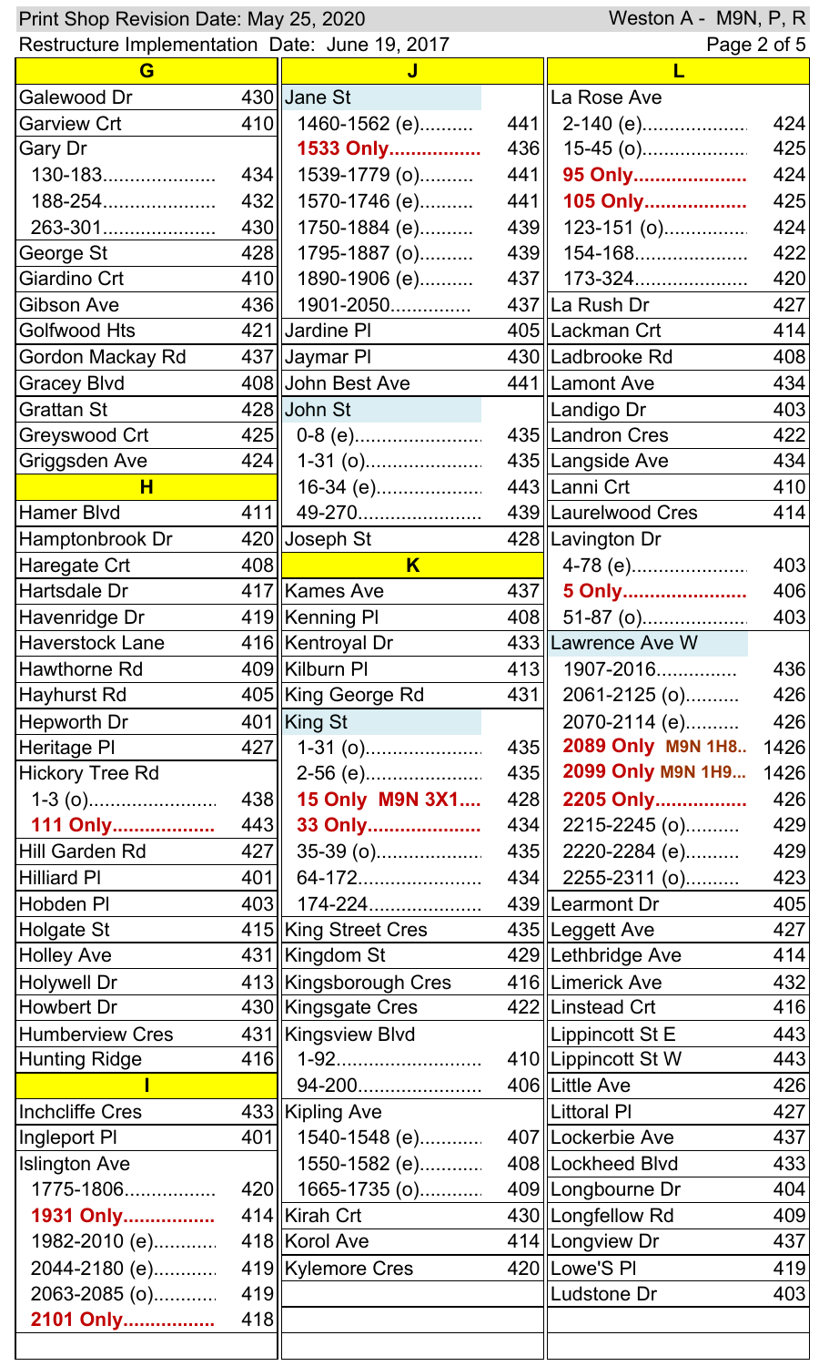Print Shop Revision Date: May 25, 2020 — Weston A - M9N, P, R

Restructure Implementation Date: June 19, 2017

## G

| Street | Route |
|---|---|
| Galewood Dr | 430 |
| Garview Crt | 410 |
| Gary Dr | |
| 130-183 | 434 |
| 188-254 | 432 |
| 263-301 | 430 |
| George St | 428 |
| Giardino Crt | 410 |
| Gibson Ave | 436 |
| Golfwood Hts | 421 |
| Gordon Mackay Rd | 437 |
| Gracey Blvd | 408 |
| Grattan St | 428 |
| Greyswood Crt | 425 |
| Griggsden Ave | 424 |

## H

| Street | Route |
|---|---|
| Hamer Blvd | 411 |
| Hamptonbrook Dr | 420 |
| Haregate Crt | 408 |
| Hartsdale Dr | 417 |
| Havenridge Dr | 419 |
| Haverstock Lane | 416 |
| Hawthorne Rd | 409 |
| Hayhurst Rd | 405 |
| Hepworth Dr | 401 |
| Heritage Pl | 427 |
| Hickory Tree Rd | |
| 1-3 (o) | 438 |
| **111 Only** | 443 |
| Hill Garden Rd | 427 |
| Hilliard Pl | 401 |
| Hobden Pl | 403 |
| Holgate St | 415 |
| Holley Ave | 431 |
| Holywell Dr | 413 |
| Howbert Dr | 430 |
| Humberview Cres | 431 |
| Hunting Ridge | 416 |

## I

| Street | Route |
|---|---|
| Inchcliffe Cres | 433 |
| Ingleport Pl | 401 |
| Islington Ave | |
| 1775-1806 | 420 |
| **1931 Only** | 414 |
| 1982-2010 (e) | 418 |
| 2044-2180 (e) | 419 |
| 2063-2085 (o) | 419 |
| **2101 Only** | 418 |

## J

| Street | Route |
|---|---|
| Jane St | |
| 1460-1562 (e) | 441 |
| **1533 Only** | 436 |
| 1539-1779 (o) | 441 |
| 1570-1746 (e) | 441 |
| 1750-1884 (e) | 439 |
| 1795-1887 (o) | 439 |
| 1890-1906 (e) | 437 |
| 1901-2050 | 437 |
| Jardine Pl | 405 |
| Jaymar Pl | 430 |
| John Best Ave | 441 |
| John St | |
| 0-8 (e) | 435 |
| 1-31 (o) | 435 |
| 16-34 (e) | 443 |
| 49-270 | 439 |
| Joseph St | 428 |

## K

| Street | Route |
|---|---|
| Kames Ave | 437 |
| Kenning Pl | 408 |
| Kentroyal Dr | 433 |
| Kilburn Pl | 413 |
| King George Rd | 431 |
| King St | |
| 1-31 (o) | 435 |
| 2-56 (e) | 435 |
| **15 Only M9N 3X1** | 428 |
| **33 Only** | 434 |
| 35-39 (o) | 435 |
| 64-172 | 434 |
| 174-224 | 439 |
| King Street Cres | 435 |
| Kingdom St | 429 |
| Kingsborough Cres | 416 |
| Kingsgate Cres | 422 |
| Kingsview Blvd | |
| 1-92 | 410 |
| 94-200 | 406 |
| Kipling Ave | |
| 1540-1548 (e) | 407 |
| 1550-1582 (e) | 408 |
| 1665-1735 (o) | 409 |
| Kirah Crt | 430 |
| Korol Ave | 414 |
| Kylemore Cres | 420 |

## L

| Street | Route |
|---|---|
| La Rose Ave | |
| 2-140 (e) | 424 |
| 15-45 (o) | 425 |
| **95 Only** | 424 |
| **105 Only** | 425 |
| 123-151 (o) | 424 |
| 154-168 | 422 |
| 173-324 | 420 |
| La Rush Dr | 427 |
| Lackman Crt | 414 |
| Ladbrooke Rd | 408 |
| Lamont Ave | 434 |
| Landigo Dr | 403 |
| Landron Cres | 422 |
| Langside Ave | 434 |
| Lanni Crt | 410 |
| Laurelwood Cres | 414 |
| Lavington Dr | |
| 4-78 (e) | 403 |
| **5 Only** | 406 |
| 51-87 (o) | 403 |
| Lawrence Ave W | |
| 1907-2016 | 436 |
| 2061-2125 (o) | 426 |
| 2070-2114 (e) | 426 |
| **2089 Only M9N 1H8** | 1426 |
| **2099 Only M9N 1H9** | 1426 |
| **2205 Only** | 426 |
| 2215-2245 (o) | 429 |
| 2220-2284 (e) | 429 |
| 2255-2311 (o) | 423 |
| Learmont Dr | 405 |
| Leggett Ave | 427 |
| Lethbridge Ave | 414 |
| Limerick Ave | 432 |
| Linstead Crt | 416 |
| Lippincott St E | 443 |
| Lippincott St W | 443 |
| Little Ave | 426 |
| Littoral Pl | 427 |
| Lockerbie Ave | 437 |
| Lockheed Blvd | 433 |
| Longbourne Dr | 404 |
| Longfellow Rd | 409 |
| Longview Dr | 437 |
| Lowe'S Pl | 419 |
| Ludstone Dr | 403 |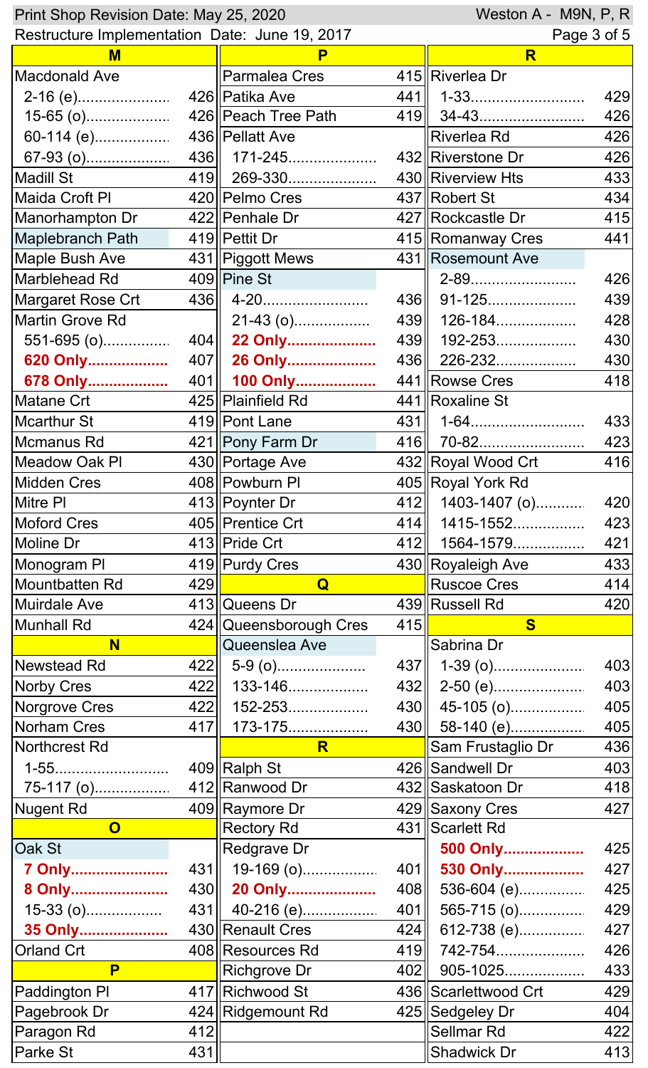Print Shop Revision Date: May 25, 2020

Weston A - M9N, P, R

Restructure Implementation Date: June 19, 2017

| | |
|---|---|
| **M** | |
| Macdonald Ave | |
| 2-16 (e)...................... | 426 |
| 15-65 (o)..................... | 426 |
| 60-114 (e).................. | 436 |
| 67-93 (o).................... | 436 |
| Madill St | 419 |
| Maida Croft Pl | 420 |
| Manorhampton Dr | 422 |
| Maplebranch Path | 419 |
| Maple Bush Ave | 431 |
| Marblehead Rd | 409 |
| Margaret Rose Crt | 436 |
| Martin Grove Rd | |
| 551-695 (o)............... | 404 |
| **620 Only..................** | 407 |
| **678 Only..................** | 401 |
| Matane Crt | 425 |
| Mcarthur St | 419 |
| Mcmanus Rd | 421 |
| Meadow Oak Pl | 430 |
| Midden Cres | 408 |
| Mitre Pl | 413 |
| Moford Cres | 405 |
| Moline Dr | 413 |
| Monogram Pl | 419 |
| Mountbatten Rd | 429 |
| Muirdale Ave | 413 |
| Munhall Rd | 424 |
| **N** | |
| Newstead Rd | 422 |
| Norby Cres | 422 |
| Norgrove Cres | 422 |
| Norham Cres | 417 |
| Northcrest Rd | |
| 1-55.......................... | 409 |
| 75-117 (o).................. | 412 |
| Nugent Rd | 409 |
| **O** | |
| Oak St | |
| **7 Only......................** | 431 |
| **8 Only......................** | 430 |
| 15-33 (o).................. | 431 |
| **35 Only....................** | 430 |
| Orland Crt | 408 |
| **P** | |
| Paddington Pl | 417 |
| Pagebrook Dr | 424 |
| Paragon Rd | 412 |
| Parke St | 431 |
| Parmalea Cres | 415 |
| Patika Ave | 441 |
| Peach Tree Path | 419 |
| Pellatt Ave | |
| 171-245.................... | 432 |
| 269-330.................... | 430 |
| Pelmo Cres | 437 |
| Penhale Dr | 427 |
| Pettit Dr | 415 |
| Piggott Mews | 431 |
| Pine St | |
| 4-20......................... | 436 |
| 21-43 (o)................. | 439 |
| **22 Only....................** | 439 |
| **26 Only....................** | 436 |
| **100 Only..................** | 441 |
| Plainfield Rd | 441 |
| Pont Lane | 431 |
| Pony Farm Dr | 416 |
| Portage Ave | 432 |
| Powburn Pl | 405 |
| Poynter Dr | 412 |
| Prentice Crt | 414 |
| Pride Crt | 412 |
| Purdy Cres | 430 |
| **Q** | |
| Queens Dr | 439 |
| Queensborough Cres | 415 |
| Queenslea Ave | |
| 5-9 (o).................... | 437 |
| 133-146.................. | 432 |
| 152-253.................. | 430 |
| 173-175.................. | 430 |
| **R** | |
| Ralph St | 426 |
| Ranwood Dr | 432 |
| Raymore Dr | 429 |
| Rectory Rd | 431 |
| Redgrave Dr | |
| 19-169 (o)................. | 401 |
| **20 Only....................** | 408 |
| 40-216 (e)................. | 401 |
| Renault Cres | 424 |
| Resources Rd | 419 |
| Richgrove Dr | 402 |
| Richwood St | 436 |
| Ridgemount Rd | 425 |
| **R** | |
| Riverlea Dr | |
| 1-33.......................... | 429 |
| 34-43........................ | 426 |
| Riverlea Rd | 426 |
| Riverstone Dr | 426 |
| Riverview Hts | 433 |
| Robert St | 434 |
| Rockcastle Dr | 415 |
| Romanway Cres | 441 |
| Rosemount Ave | |
| 2-89......................... | 426 |
| 91-125..................... | 439 |
| 126-184.................. | 428 |
| 192-253.................. | 430 |
| 226-232.................. | 430 |
| Rowse Cres | 418 |
| Roxaline St | |
| 1-64.......................... | 433 |
| 70-82........................ | 423 |
| Royal Wood Crt | 416 |
| Royal York Rd | |
| 1403-1407 (o)........... | 420 |
| 1415-1552................. | 423 |
| 1564-1579................. | 421 |
| Royaleigh Ave | 433 |
| Ruscoe Cres | 414 |
| Russell Rd | 420 |
| **S** | |
| Sabrina Dr | |
| 1-39 (o)..................... | 403 |
| 2-50 (e)..................... | 403 |
| 45-105 (o)................. | 405 |
| 58-140 (e)................. | 405 |
| Sam Frustaglio Dr | 436 |
| Sandwell Dr | 403 |
| Saskatoon Dr | 418 |
| Saxony Cres | 427 |
| Scarlett Rd | |
| **500 Only..................** | 425 |
| **530 Only..................** | 427 |
| 536-604 (e)................ | 425 |
| 565-715 (o)................ | 429 |
| 612-738 (e)................ | 427 |
| 742-754.................... | 426 |
| 905-1025.................. | 433 |
| Scarlettwood Crt | 429 |
| Sedgeley Dr | 404 |
| Sellmar Rd | 422 |
| Shadwick Dr | 413 |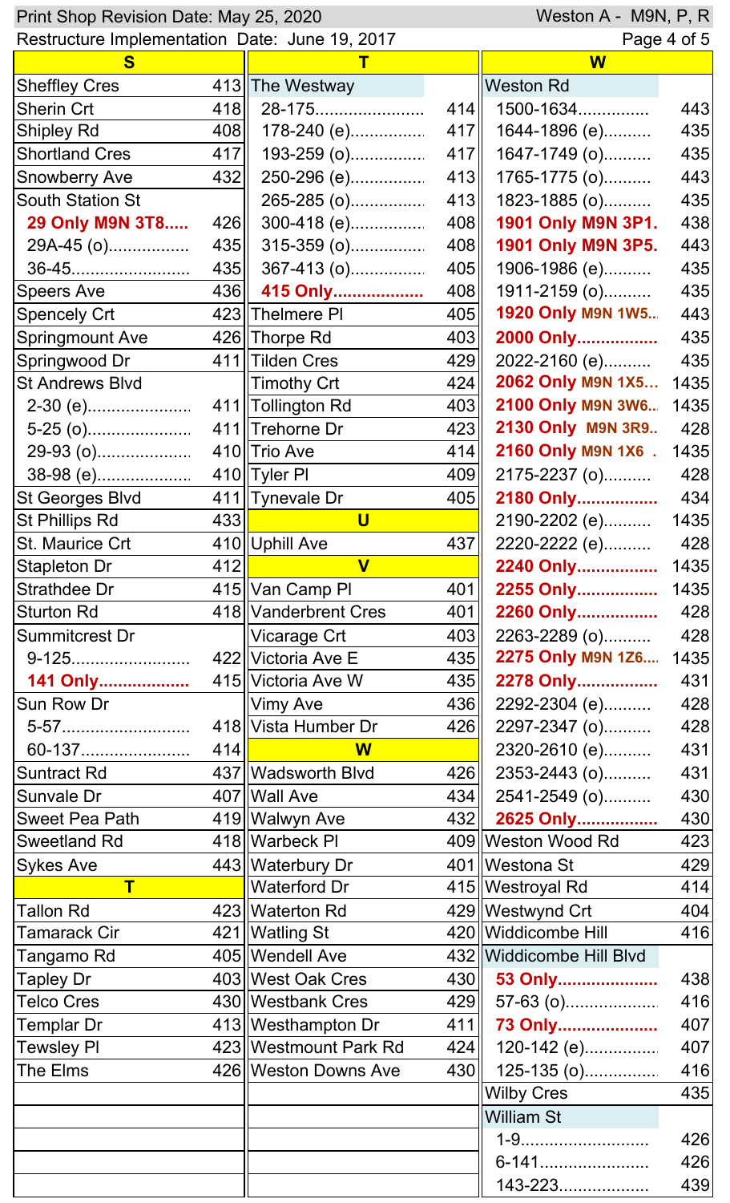Print Shop Revision Date: May 25, 2020

Weston A - M9N, P, R

Restructure Implementation Date: June 19, 2017

## S

| Street | Route |
|---|---|
| Sheffley Cres | 413 |
| Sherin Crt | 418 |
| Shipley Rd | 408 |
| Shortland Cres | 417 |
| Snowberry Ave | 432 |
| South Station St | |
| **29 Only M9N 3T8.....** | 426 |
| 29A-45 (o)................ | 435 |
| 36-45........................ | 435 |
| Speers Ave | 436 |
| Spencely Crt | 423 |
| Springmount Ave | 426 |
| Springwood Dr | 411 |
| St Andrews Blvd | |
| 2-30 (e)...................... | 411 |
| 5-25 (o)...................... | 411 |
| 29-93 (o).................... | 410 |
| 38-98 (e).................... | 410 |
| St Georges Blvd | 411 |
| St Phillips Rd | 433 |
| St. Maurice Crt | 410 |
| Stapleton Dr | 412 |
| Strathdee Dr | 415 |
| Sturton Rd | 418 |
| Summitcrest Dr | |
| 9-125........................ | 422 |
| **141 Only...................** | 415 |
| Sun Row Dr | |
| 5-57.......................... | 418 |
| 60-137...................... | 414 |
| Suntract Rd | 437 |
| Sunvale Dr | 407 |
| Sweet Pea Path | 419 |
| Sweetland Rd | 418 |
| Sykes Ave | 443 |

## T

| Street | Route |
|---|---|
| Tallon Rd | 423 |
| Tamarack Cir | 421 |
| Tangamo Rd | 405 |
| Tapley Dr | 403 |
| Telco Cres | 430 |
| Templar Dr | 413 |
| Tewsley Pl | 423 |
| The Elms | 426 |
| The Westway | |
| 28-175...................... | 414 |
| 178-240 (e)................ | 417 |
| 193-259 (o)................ | 417 |
| 250-296 (e)................ | 413 |
| 265-285 (o)................ | 413 |
| 300-418 (e)................ | 408 |
| 315-359 (o)................ | 408 |
| 367-413 (o)................ | 405 |
| **415 Only..................** | 408 |
| Thelmere Pl | 405 |
| Thorpe Rd | 403 |
| Tilden Cres | 429 |
| Timothy Crt | 424 |
| Tollington Rd | 403 |
| Trehorne Dr | 423 |
| Trio Ave | 414 |
| Tyler Pl | 409 |
| Tynevale Dr | 405 |

## U

| Street | Route |
|---|---|
| Uphill Ave | 437 |

## V

| Street | Route |
|---|---|
| Van Camp Pl | 401 |
| Vanderbrent Cres | 401 |
| Vicarage Crt | 403 |
| Victoria Ave E | 435 |
| Victoria Ave W | 435 |
| Vimy Ave | 436 |
| Vista Humber Dr | 426 |

## W

| Street | Route |
|---|---|
| Wadsworth Blvd | 426 |
| Wall Ave | 434 |
| Walwyn Ave | 432 |
| Warbeck Pl | 409 |
| Waterbury Dr | 401 |
| Waterford Dr | 415 |
| Waterton Rd | 429 |
| Watling St | 420 |
| Wendell Ave | 432 |
| West Oak Cres | 430 |
| Westbank Cres | 429 |
| Westhampton Dr | 411 |
| Westmount Park Rd | 424 |
| Weston Downs Ave | 430 |
| Weston Rd | |
| 1500-1634.............. | 443 |
| 1644-1896 (e).......... | 435 |
| 1647-1749 (o).......... | 435 |
| 1765-1775 (o).......... | 443 |
| 1823-1885 (o).......... | 435 |
| **1901 Only M9N 3P1.** | 438 |
| **1901 Only M9N 3P5.** | 443 |
| 1906-1986 (e).......... | 435 |
| 1911-2159 (o).......... | 435 |
| **1920 Only M9N 1W5...** | 443 |
| **2000 Only................** | 435 |
| 2022-2160 (e).......... | 435 |
| **2062 Only M9N 1X5...** | 1435 |
| **2100 Only M9N 3W6...** | 1435 |
| **2130 Only M9N 3R9..** | 428 |
| **2160 Only M9N 1X6 .** | 1435 |
| 2175-2237 (o).......... | 428 |
| **2180 Only................** | 434 |
| 2190-2202 (e).......... | 1435 |
| 2220-2222 (e).......... | 428 |
| **2240 Only................** | 1435 |
| **2255 Only................** | 1435 |
| **2260 Only................** | 428 |
| 2263-2289 (o).......... | 428 |
| **2275 Only M9N 1Z6....** | 1435 |
| **2278 Only................** | 431 |
| 2292-2304 (e).......... | 428 |
| 2297-2347 (o).......... | 428 |
| 2320-2610 (e).......... | 431 |
| 2353-2443 (o).......... | 431 |
| 2541-2549 (o).......... | 430 |
| **2625 Only................** | 430 |
| Weston Wood Rd | 423 |
| Westona St | 429 |
| Westroyal Rd | 414 |
| Westwynd Crt | 404 |
| Widdicombe Hill | 416 |
| Widdicombe Hill Blvd | |
| **53 Only....................** | 438 |
| 57-63 (o).................... | 416 |
| **73 Only....................** | 407 |
| 120-142 (e)................ | 407 |
| 125-135 (o)................ | 416 |
| Wilby Cres | 435 |
| William St | |
| 1-9.......................... | 426 |
| 6-141...................... | 426 |
| 143-223.................. | 439 |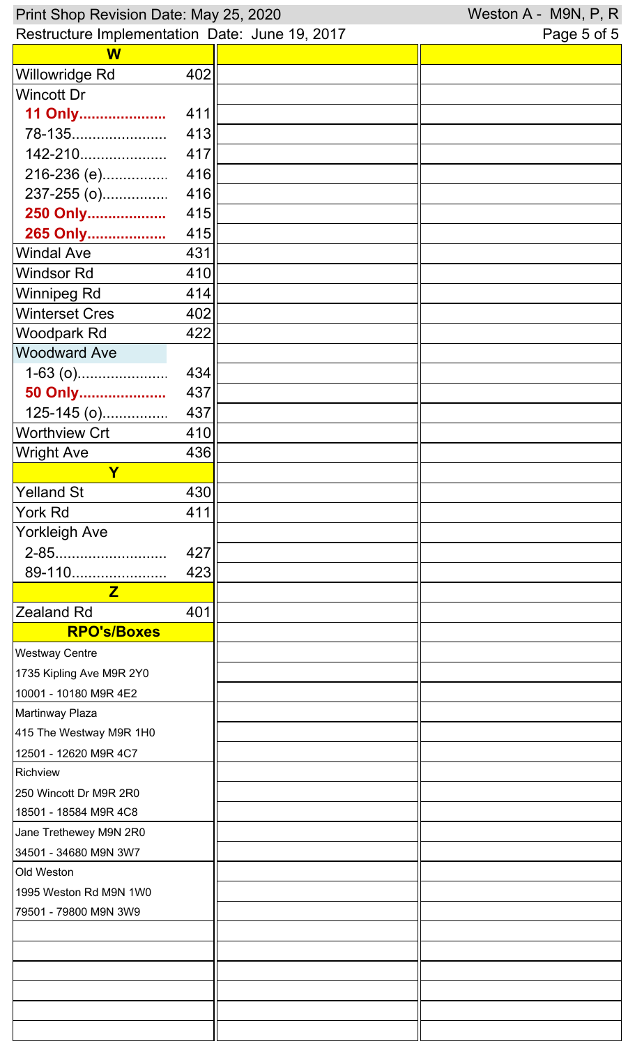Print Shop Revision Date: May 25, 2020

Restructure Implementation Date: June 19, 2017

Weston A - M9N, P, R

| W | | | |
|---|---|---|---|
| Willowridge Rd | 402 | | |
| Wincott Dr | | | |
| **11 Only....................** | 411 | | |
| 78-135...................... | 413 | | |
| 142-210.................... | 417 | | |
| 216-236 (e)................ | 416 | | |
| 237-255 (o)................ | 416 | | |
| **250 Only..................** | 415 | | |
| **265 Only..................** | 415 | | |
| Windal Ave | 431 | | |
| Windsor Rd | 410 | | |
| Winnipeg Rd | 414 | | |
| Winterset Cres | 402 | | |
| Woodpark Rd | 422 | | |
| Woodward Ave | | | |
| 1-63 (o)...................... | 434 | | |
| **50 Only....................** | 437 | | |
| 125-145 (o)................ | 437 | | |
| Worthview Crt | 410 | | |
| Wright Ave | 436 | | |
| **Y** | | | |
| Yelland St | 430 | | |
| York Rd | 411 | | |
| Yorkleigh Ave | | | |
| 2-85........................... | 427 | | |
| 89-110....................... | 423 | | |
| **Z** | | | |
| Zealand Rd | 401 | | |
| **RPO's/Boxes** | | | |
| Westway Centre | | | |
| 1735 Kipling Ave M9R 2Y0 | | | |
| 10001 - 10180 M9R 4E2 | | | |
| Martinway Plaza | | | |
| 415 The Westway M9R 1H0 | | | |
| 12501 - 12620 M9R 4C7 | | | |
| Richview | | | |
| 250 Wincott Dr M9R 2R0 | | | |
| 18501 - 18584 M9R 4C8 | | | |
| Jane Trethewey M9N 2R0 | | | |
| 34501 - 34680 M9N 3W7 | | | |
| Old Weston | | | |
| 1995 Weston Rd M9N 1W0 | | | |
| 79501 - 79800 M9N 3W9 | | | |